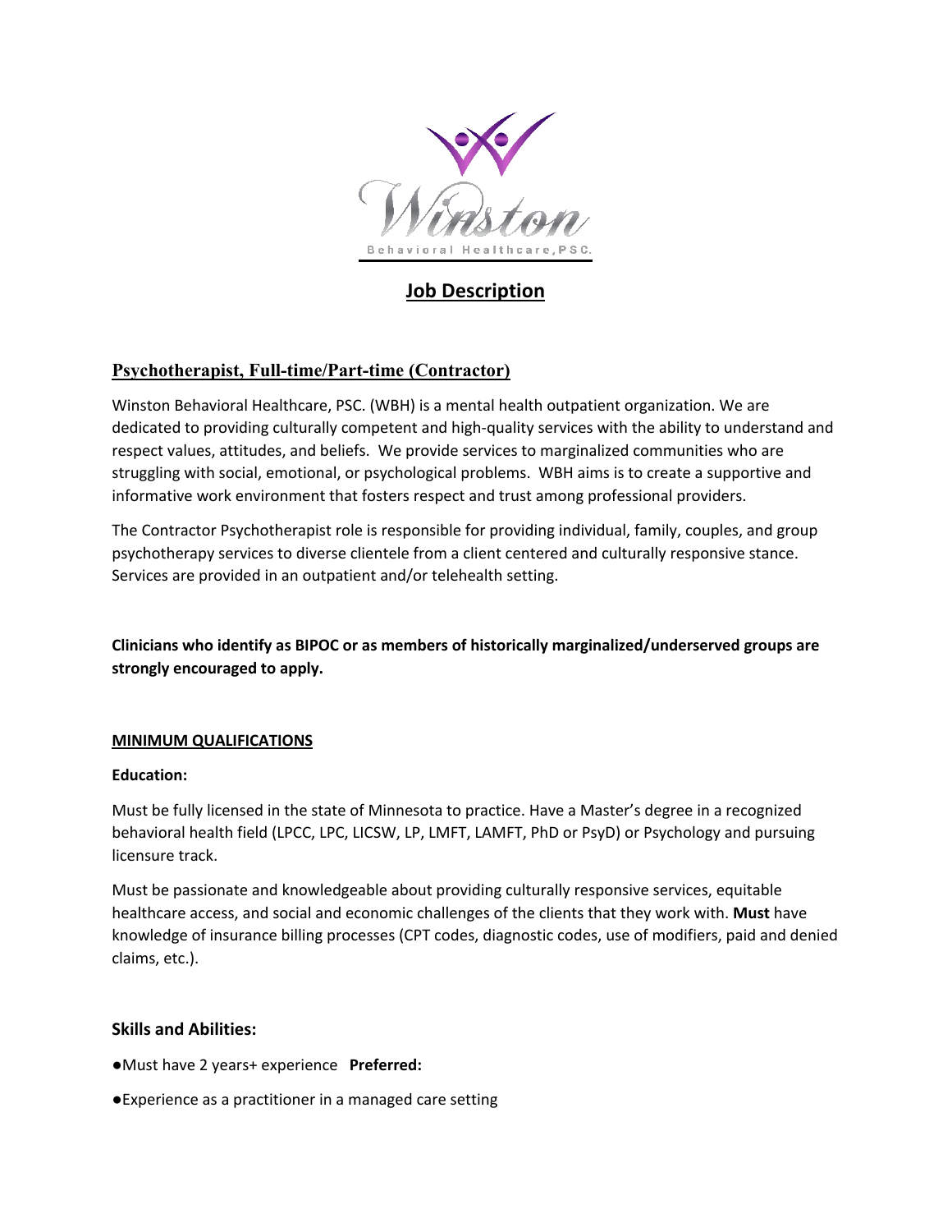Winston

Behavioral Healthcare, PSC.

# Job Description

## Psychotherapist, Full-time/Part-time (Contractor)

Winston Behavioral Healthcare, PSC. (WBH) is a mental health outpatient organization. We are dedicated to providing culturally competent and high-quality services with the ability to understand and respect values, attitudes, and beliefs. We provide services to marginalized communities who are struggling with social, emotional, or psychological problems. WBH aims is to create a supportive and informative work environment that fosters respect and trust among professional providers.

The Contractor Psychotherapist role is responsible for providing individual, family, couples, and group psychotherapy services to diverse clientele from a client centered and culturally responsive stance. Services are provided in an outpatient and/or telehealth setting.

**Clinicians who identify as BIPOC or as members of historically marginalized/underserved groups are strongly encouraged to apply.**

### MINIMUM QUALIFICATIONS

**Education:**

Must be fully licensed in the state of Minnesota to practice. Have a Master's degree in a recognized behavioral health field (LPCC, LPC, LICSW, LP, LMFT, LAMFT, PhD or PsyD) or Psychology and pursuing licensure track.

Must be passionate and knowledgeable about providing culturally responsive services, equitable healthcare access, and social and economic challenges of the clients that they work with. **Must** have knowledge of insurance billing processes (CPT codes, diagnostic codes, use of modifiers, paid and denied claims, etc.).

### Skills and Abilities:

- Must have 2 years+ experience **Preferred:**
- Experience as a practitioner in a managed care setting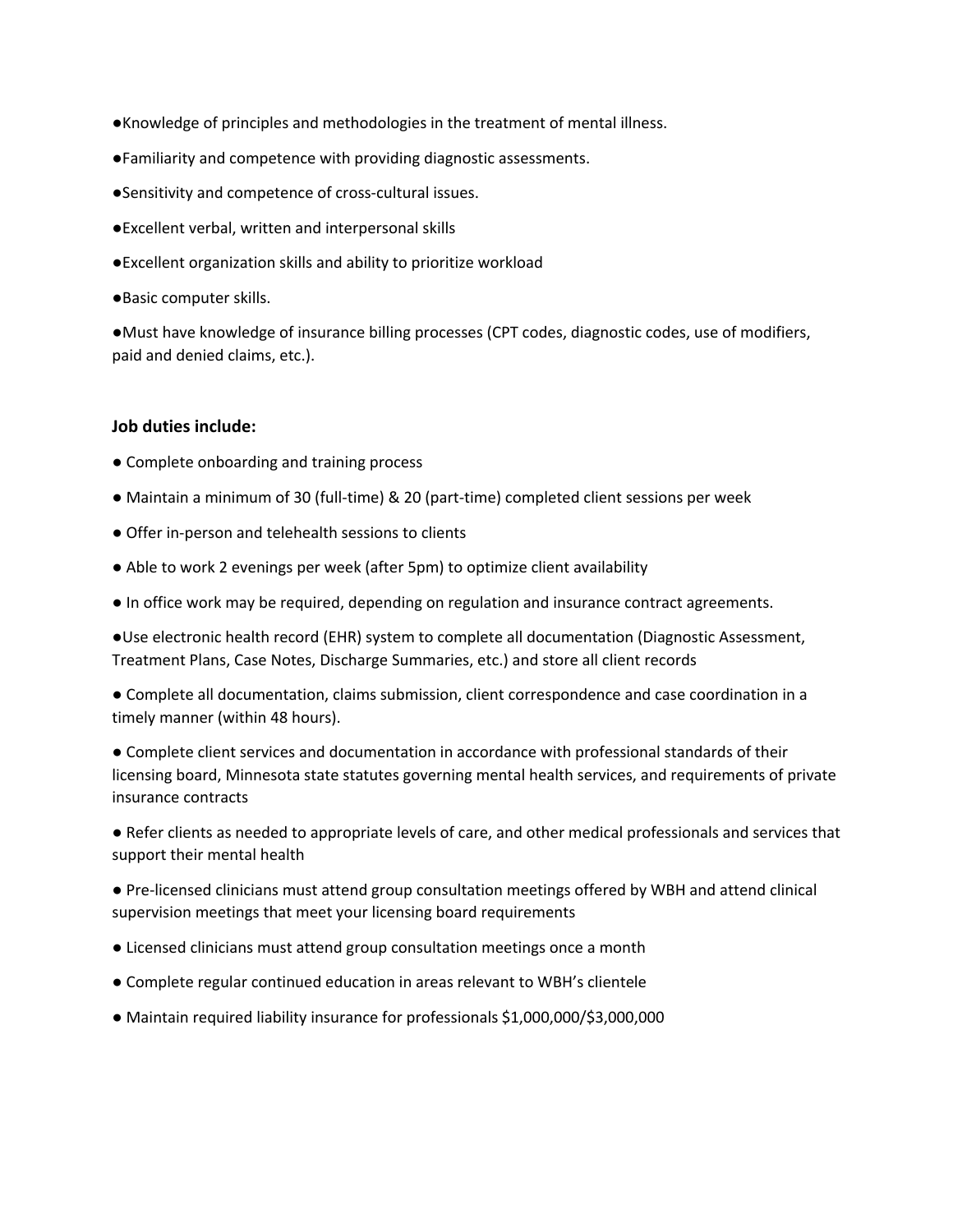- Knowledge of principles and methodologies in the treatment of mental illness.
- Familiarity and competence with providing diagnostic assessments.
- Sensitivity and competence of cross-cultural issues.
- Excellent verbal, written and interpersonal skills
- Excellent organization skills and ability to prioritize workload
- Basic computer skills.
- Must have knowledge of insurance billing processes (CPT codes, diagnostic codes, use of modifiers, paid and denied claims, etc.).

**Job duties include:**

- Complete onboarding and training process
- Maintain a minimum of 30 (full-time) & 20 (part-time) completed client sessions per week
- Offer in-person and telehealth sessions to clients
- Able to work 2 evenings per week (after 5pm) to optimize client availability
- In office work may be required, depending on regulation and insurance contract agreements.
- Use electronic health record (EHR) system to complete all documentation (Diagnostic Assessment, Treatment Plans, Case Notes, Discharge Summaries, etc.) and store all client records
- Complete all documentation, claims submission, client correspondence and case coordination in a timely manner (within 48 hours).
- Complete client services and documentation in accordance with professional standards of their licensing board, Minnesota state statutes governing mental health services, and requirements of private insurance contracts
- Refer clients as needed to appropriate levels of care, and other medical professionals and services that support their mental health
- Pre-licensed clinicians must attend group consultation meetings offered by WBH and attend clinical supervision meetings that meet your licensing board requirements
- Licensed clinicians must attend group consultation meetings once a month
- Complete regular continued education in areas relevant to WBH's clientele
- Maintain required liability insurance for professionals $1,000,000/$3,000,000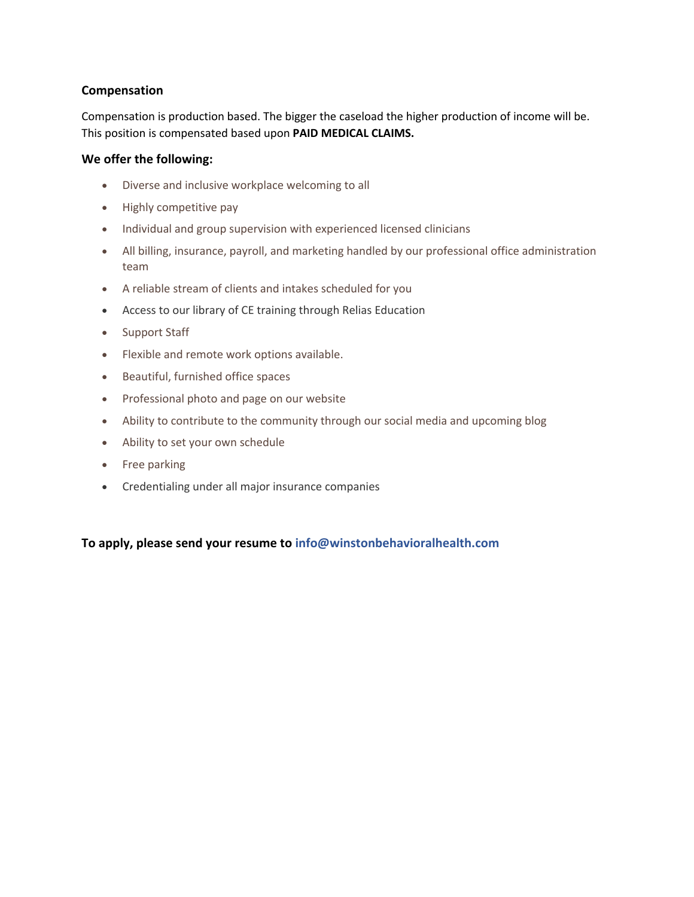## Compensation

Compensation is production based. The bigger the caseload the higher production of income will be. This position is compensated based upon **PAID MEDICAL CLAIMS.**

### We offer the following:

- Diverse and inclusive workplace welcoming to all
- Highly competitive pay
- Individual and group supervision with experienced licensed clinicians
- All billing, insurance, payroll, and marketing handled by our professional office administration team
- A reliable stream of clients and intakes scheduled for you
- Access to our library of CE training through Relias Education
- Support Staff
- Flexible and remote work options available.
- Beautiful, furnished office spaces
- Professional photo and page on our website
- Ability to contribute to the community through our social media and upcoming blog
- Ability to set your own schedule
- Free parking
- Credentialing under all major insurance companies

**To apply, please send your resume to info@winstonbehavioralhealth.com**